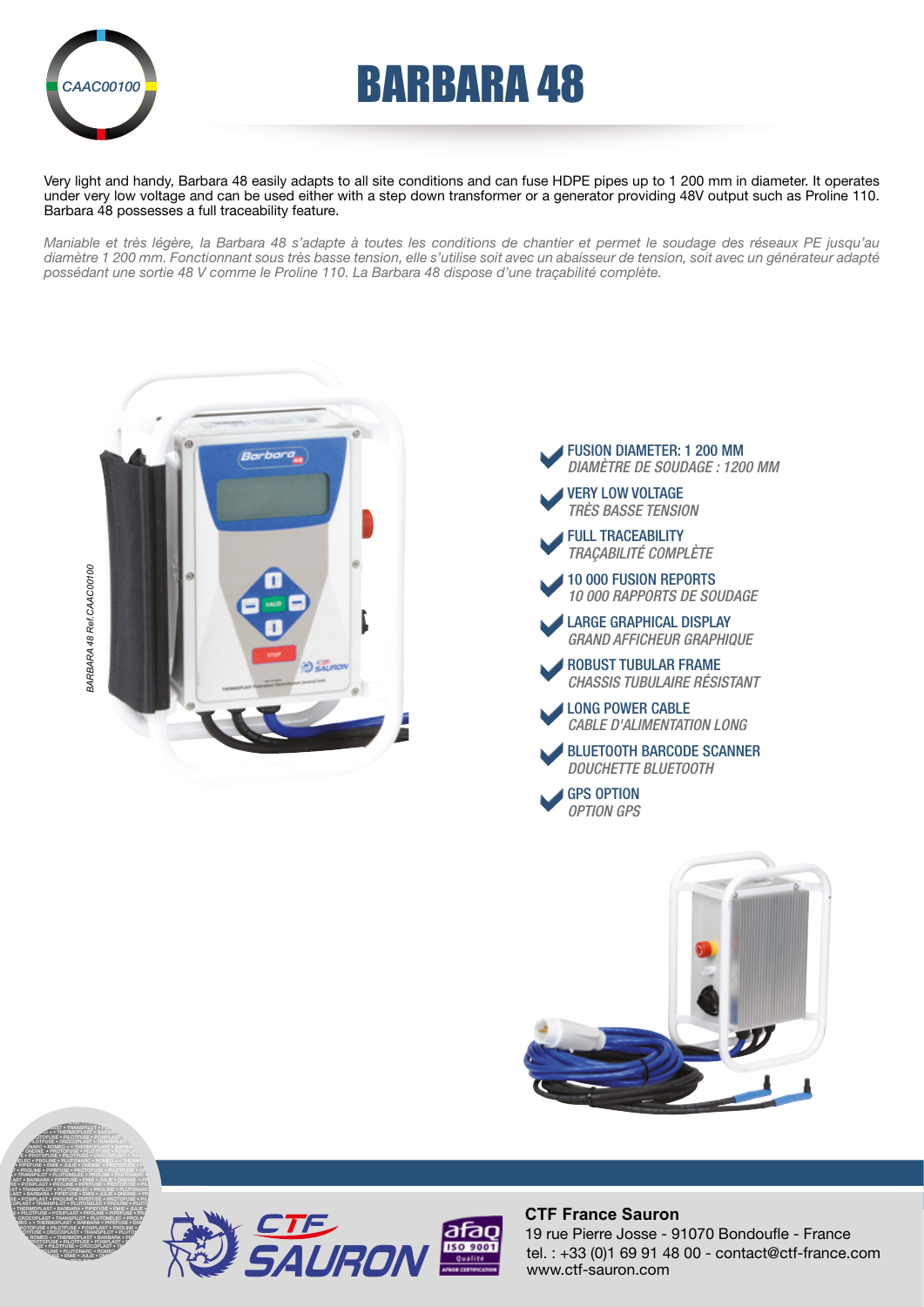CAAC00100

# BARBARA 48

Very light and handy, Barbara 48 easily adapts to all site conditions and can fuse HDPE pipes up to 1 200 mm in diameter. It operates under very low voltage and can be used either with a step down transformer or a generator providing 48V output such as Proline 110. Barbara 48 possesses a full traceability feature.

*Maniable et très légère, la Barbara 48 s'adapte à toutes les conditions de chantier et permet le soudage des réseaux PE jusqu'au diamètre 1 200 mm. Fonctionnant sous très basse tension, elle s'utilise soit avec un abaisseur de tension, soit avec un générateur adapté possédant une sortie 48 V comme le Proline 110. La Barbara 48 dispose d'une traçabilité complète.*

BARBARA 48 Ref.CAAC00100

- **FUSION DIAMETER: 1 200 MM**
  *DIAMÈTRE DE SOUDAGE : 1200 MM*
- **VERY LOW VOLTAGE**
  *TRÈS BASSE TENSION*
- **FULL TRACEABILITY**
  *TRAÇABILITÉ COMPLÈTE*
- **10 000 FUSION REPORTS**
  *10 000 RAPPORTS DE SOUDAGE*
- **LARGE GRAPHICAL DISPLAY**
  *GRAND AFFICHEUR GRAPHIQUE*
- **ROBUST TUBULAR FRAME**
  *CHASSIS TUBULAIRE RÉSISTANT*
- **LONG POWER CABLE**
  *CABLE D'ALIMENTATION LONG*
- **BLUETOOTH BARCODE SCANNER**
  *DOUCHETTE BLUETOOTH*
- **GPS OPTION**
  *OPTION GPS*

**CTF France Sauron**
19 rue Pierre Josse - 91070 Bondoufle - France
tel. : +33 (0)1 69 91 48 00 - contact@ctf-france.com
www.ctf-sauron.com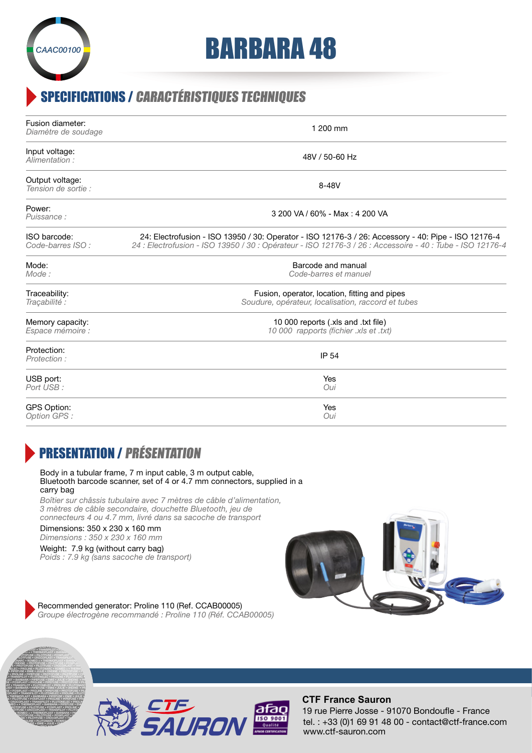CAAC00100

# BARBARA 48

## SPECIFICATIONS / *CARACTÉRISTIQUES TECHNIQUES*

| | |
|---|---|
| Fusion diameter:<br>*Diamètre de soudage* | 1 200 mm |
| Input voltage:<br>*Alimentation :* | 48V / 50-60 Hz |
| Output voltage:<br>*Tension de sortie :* | 8-48V |
| Power:<br>*Puissance :* | 3 200 VA / 60% - Max : 4 200 VA |
| ISO barcode:<br>*Code-barres ISO :* | 24: Electrofusion - ISO 13950 / 30: Operator - ISO 12176-3 / 26: Accessory - 40: Pipe - ISO 12176-4<br>*24 : Electrofusion - ISO 13950 / 30 : Opérateur - ISO 12176-3 / 26 : Accessoire - 40 : Tube - ISO 12176-4* |
| Mode:<br>*Mode :* | Barcode and manual<br>*Code-barres et manuel* |
| Traceability:<br>*Traçabilité :* | Fusion, operator, location, fitting and pipes<br>*Soudure, opérateur, localisation, raccord et tubes* |
| Memory capacity:<br>*Espace mémoire :* | 10 000 reports (.xls and .txt file)<br>*10 000 rapports (fichier .xls et .txt)* |
| Protection:<br>*Protection :* | IP 54 |
| USB port:<br>*Port USB :* | Yes<br>*Oui* |
| GPS Option:<br>*Option GPS :* | Yes<br>*Oui* |

## PRESENTATION / *PRÉSENTATION*

Body in a tubular frame, 7 m input cable, 3 m output cable, Bluetooth barcode scanner, set of 4 or 4.7 mm connectors, supplied in a carry bag

*Boîtier sur châssis tubulaire avec 7 mètres de câble d'alimentation, 3 mètres de câble secondaire, douchette Bluetooth, jeu de connecteurs 4 ou 4.7 mm, livré dans sa sacoche de transport*

Dimensions: 350 x 230 x 160 mm
*Dimensions : 350 x 230 x 160 mm*

Weight: 7.9 kg (without carry bag)
*Poids : 7.9 kg (sans sacoche de transport)*

Recommended generator: Proline 110 (Ref. CCAB00005)
*Groupe électrogène recommandé : Proline 110 (Réf. CCAB00005)*

**CTF France Sauron**
19 rue Pierre Josse - 91070 Bondoufle - France
tel. : +33 (0)1 69 91 48 00 - contact@ctf-france.com
www.ctf-sauron.com